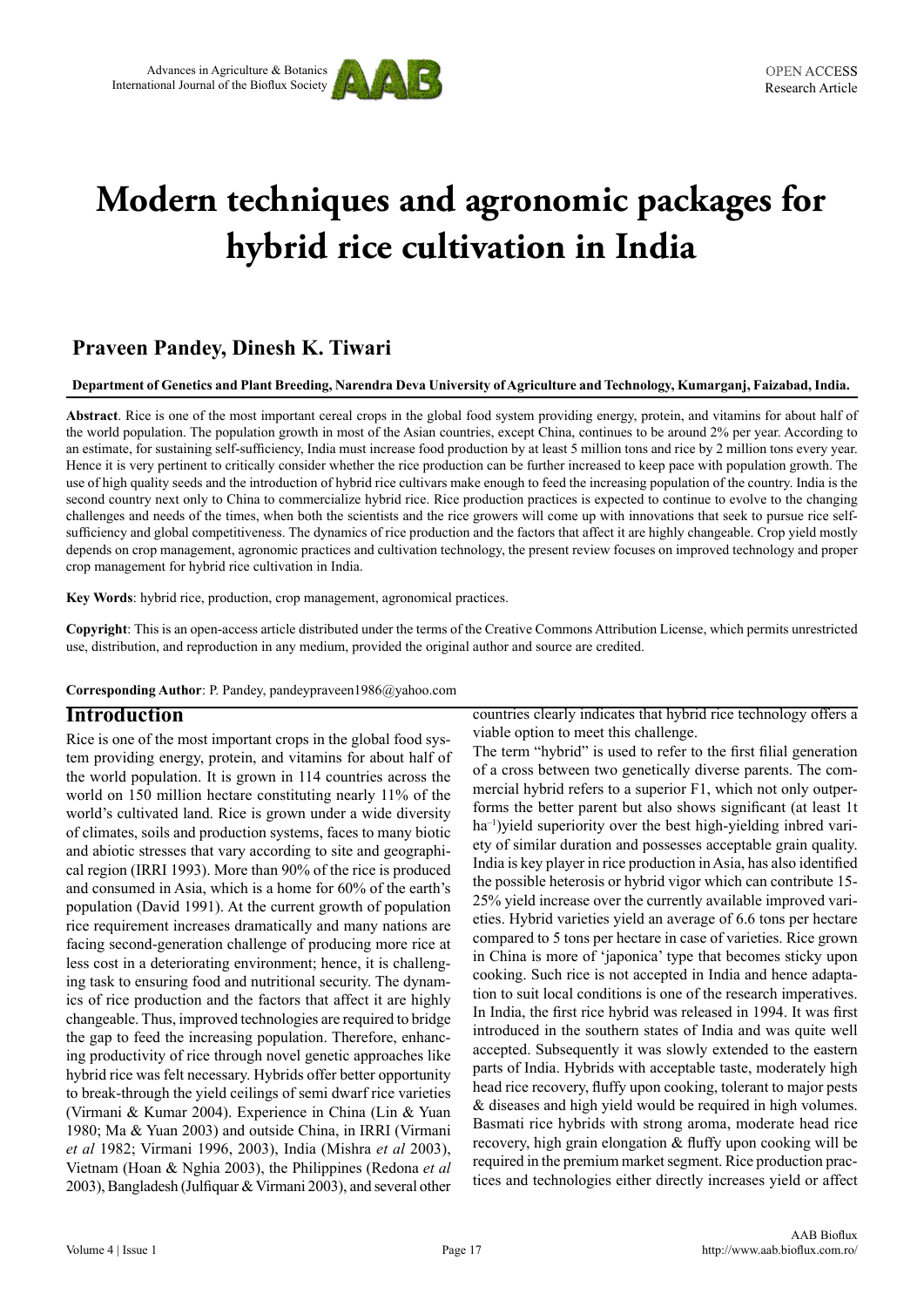# Modern techniques and agronomic packages for hybrid rice cultivation in India

## Praveen Pandey, Dinesh K. Tiwari

**Department of Genetics and Plant Breeding, Narendra Deva University of Agriculture and Technology, Kumarganj, Faizabad, India.**

**Abstract**. Rice is one of the most important cereal crops in the global food system providing energy, protein, and vitamins for about half of the world population. The population growth in most of the Asian countries, except China, continues to be around 2% per year. According to an estimate, for sustaining self-sufficiency, India must increase food production by at least 5 million tons and rice by 2 million tons every year. Hence it is very pertinent to critically consider whether the rice production can be further increased to keep pace with population growth. The use of high quality seeds and the introduction of hybrid rice cultivars make enough to feed the increasing population of the country. India is the second country next only to China to commercialize hybrid rice. Rice production practices is expected to continue to evolve to the changing challenges and needs of the times, when both the scientists and the rice growers will come up with innovations that seek to pursue rice self-sufficiency and global competitiveness. The dynamics of rice production and the factors that affect it are highly changeable. Crop yield mostly depends on crop management, agronomic practices and cultivation technology, the present review focuses on improved technology and proper crop management for hybrid rice cultivation in India.

**Key Words**: hybrid rice, production, crop management, agronomical practices.

**Copyright**: This is an open-access article distributed under the terms of the Creative Commons Attribution License, which permits unrestricted use, distribution, and reproduction in any medium, provided the original author and source are credited.

**Corresponding Author**: P. Pandey, pandeypraveen1986@yahoo.com

## Introduction

Rice is one of the most important crops in the global food system providing energy, protein, and vitamins for about half of the world population. It is grown in 114 countries across the world on 150 million hectare constituting nearly 11% of the world's cultivated land. Rice is grown under a wide diversity of climates, soils and production systems, faces to many biotic and abiotic stresses that vary according to site and geographical region (IRRI 1993). More than 90% of the rice is produced and consumed in Asia, which is a home for 60% of the earth's population (David 1991). At the current growth of population rice requirement increases dramatically and many nations are facing second-generation challenge of producing more rice at less cost in a deteriorating environment; hence, it is challenging task to ensuring food and nutritional security. The dynamics of rice production and the factors that affect it are highly changeable. Thus, improved technologies are required to bridge the gap to feed the increasing population. Therefore, enhancing productivity of rice through novel genetic approaches like hybrid rice was felt necessary. Hybrids offer better opportunity to break-through the yield ceilings of semi dwarf rice varieties (Virmani & Kumar 2004). Experience in China (Lin & Yuan 1980; Ma & Yuan 2003) and outside China, in IRRI (Virmani *et al* 1982; Virmani 1996, 2003), India (Mishra *et al* 2003), Vietnam (Hoan & Nghia 2003), the Philippines (Redona *et al* 2003), Bangladesh (Julfiquar & Virmani 2003), and several other countries clearly indicates that hybrid rice technology offers a viable option to meet this challenge.

The term "hybrid" is used to refer to the first filial generation of a cross between two genetically diverse parents. The commercial hybrid refers to a superior F1, which not only outperforms the better parent but also shows significant (at least 1t $ha^{-1}$)yield superiority over the best high-yielding inbred variety of similar duration and possesses acceptable grain quality. India is key player in rice production in Asia, has also identified the possible heterosis or hybrid vigor which can contribute 15-25% yield increase over the currently available improved varieties. Hybrid varieties yield an average of 6.6 tons per hectare compared to 5 tons per hectare in case of varieties. Rice grown in China is more of 'japonica' type that becomes sticky upon cooking. Such rice is not accepted in India and hence adaptation to suit local conditions is one of the research imperatives. In India, the first rice hybrid was released in 1994. It was first introduced in the southern states of India and was quite well accepted. Subsequently it was slowly extended to the eastern parts of India. Hybrids with acceptable taste, moderately high head rice recovery, fluffy upon cooking, tolerant to major pests & diseases and high yield would be required in high volumes. Basmati rice hybrids with strong aroma, moderate head rice recovery, high grain elongation & fluffy upon cooking will be required in the premium market segment. Rice production practices and technologies either directly increases yield or affect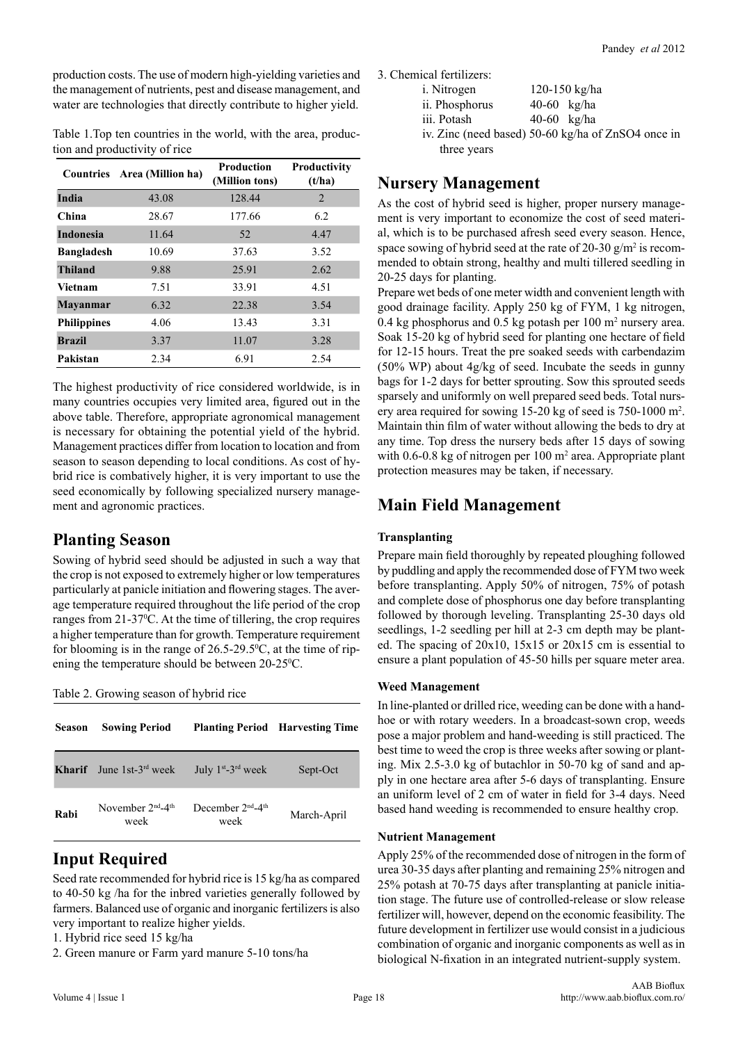production costs. The use of modern high-yielding varieties and the management of nutrients, pest and disease management, and water are technologies that directly contribute to higher yield.

Table 1.Top ten countries in the world, with the area, production and productivity of rice

| Countries | Area (Million ha) | Production (Million tons) | Productivity (t/ha) |
|---|---|---|---|
| **India** | 43.08 | 128.44 | 2 |
| **China** | 28.67 | 177.66 | 6.2 |
| **Indonesia** | 11.64 | 52 | 4.47 |
| **Bangladesh** | 10.69 | 37.63 | 3.52 |
| **Thiland** | 9.88 | 25.91 | 2.62 |
| **Vietnam** | 7.51 | 33.91 | 4.51 |
| **Mayanmar** | 6.32 | 22.38 | 3.54 |
| **Philippines** | 4.06 | 13.43 | 3.31 |
| **Brazil** | 3.37 | 11.07 | 3.28 |
| **Pakistan** | 2.34 | 6.91 | 2.54 |

The highest productivity of rice considered worldwide, is in many countries occupies very limited area, figured out in the above table. Therefore, appropriate agronomical management is necessary for obtaining the potential yield of the hybrid. Management practices differ from location to location and from season to season depending to local conditions. As cost of hybrid rice is combatively higher, it is very important to use the seed economically by following specialized nursery management and agronomic practices.

## Planting Season

Sowing of hybrid seed should be adjusted in such a way that the crop is not exposed to extremely higher or low temperatures particularly at panicle initiation and flowering stages. The average temperature required throughout the life period of the crop ranges from 21-37$^0$C. At the time of tillering, the crop requires a higher temperature than for growth. Temperature requirement for blooming is in the range of 26.5-29.5$^0$C, at the time of ripening the temperature should be between 20-25$^0$C.

Table 2. Growing season of hybrid rice

| Season | Sowing Period | Planting Period | Harvesting Time |
|---|---|---|---|
| **Kharif** | June 1st-3$^{rd}$ week | July 1$^{st}$-3$^{rd}$ week | Sept-Oct |
| **Rabi** | November 2$^{nd}$-4$^{th}$ week | December 2$^{nd}$-4$^{th}$ week | March-April |

## Input Required

Seed rate recommended for hybrid rice is 15 kg/ha as compared to 40-50 kg /ha for the inbred varieties generally followed by farmers. Balanced use of organic and inorganic fertilizers is also very important to realize higher yields.

1. Hybrid rice seed 15 kg/ha
2. Green manure or Farm yard manure 5-10 tons/ha
3. Chemical fertilizers:
   - i. Nitrogen 120-150 kg/ha
   - ii. Phosphorus 40-60 kg/ha
   - iii. Potash 40-60 kg/ha
   - iv. Zinc (need based) 50-60 kg/ha of ZnSO4 once in three years

## Nursery Management

As the cost of hybrid seed is higher, proper nursery management is very important to economize the cost of seed material, which is to be purchased afresh seed every season. Hence, space sowing of hybrid seed at the rate of 20-30 g/m$^2$ is recommended to obtain strong, healthy and multi tillered seedling in 20-25 days for planting.

Prepare wet beds of one meter width and convenient length with good drainage facility. Apply 250 kg of FYM, 1 kg nitrogen, 0.4 kg phosphorus and 0.5 kg potash per 100 m$^2$ nursery area. Soak 15-20 kg of hybrid seed for planting one hectare of field for 12-15 hours. Treat the pre soaked seeds with carbendazim (50% WP) about 4g/kg of seed. Incubate the seeds in gunny bags for 1-2 days for better sprouting. Sow this sprouted seeds sparsely and uniformly on well prepared seed beds. Total nursery area required for sowing 15-20 kg of seed is 750-1000 m$^2$. Maintain thin film of water without allowing the beds to dry at any time. Top dress the nursery beds after 15 days of sowing with 0.6-0.8 kg of nitrogen per 100 m$^2$ area. Appropriate plant protection measures may be taken, if necessary.

## Main Field Management

### Transplanting

Prepare main field thoroughly by repeated ploughing followed by puddling and apply the recommended dose of FYM two week before transplanting. Apply 50% of nitrogen, 75% of potash and complete dose of phosphorus one day before transplanting followed by thorough leveling. Transplanting 25-30 days old seedlings, 1-2 seedling per hill at 2-3 cm depth may be planted. The spacing of 20x10, 15x15 or 20x15 cm is essential to ensure a plant population of 45-50 hills per square meter area.

### Weed Management

In line-planted or drilled rice, weeding can be done with a hand-hoe or with rotary weeders. In a broadcast-sown crop, weeds pose a major problem and hand-weeding is still practiced. The best time to weed the crop is three weeks after sowing or planting. Mix 2.5-3.0 kg of butachlor in 50-70 kg of sand and apply in one hectare area after 5-6 days of transplanting. Ensure an uniform level of 2 cm of water in field for 3-4 days. Need based hand weeding is recommended to ensure healthy crop.

### Nutrient Management

Apply 25% of the recommended dose of nitrogen in the form of urea 30-35 days after planting and remaining 25% nitrogen and 25% potash at 70-75 days after transplanting at panicle initiation stage. The future use of controlled-release or slow release fertilizer will, however, depend on the economic feasibility. The future development in fertilizer use would consist in a judicious combination of organic and inorganic components as well as in biological N-fixation in an integrated nutrient-supply system.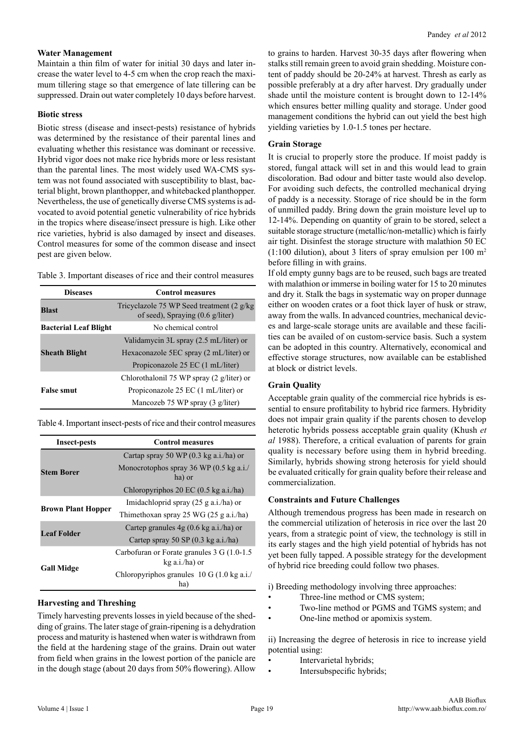**Water Management**

Maintain a thin film of water for initial 30 days and later increase the water level to 4-5 cm when the crop reach the maximum tillering stage so that emergence of late tillering can be suppressed. Drain out water completely 10 days before harvest.

**Biotic stress**

Biotic stress (disease and insect-pests) resistance of hybrids was determined by the resistance of their parental lines and evaluating whether this resistance was dominant or recessive. Hybrid vigor does not make rice hybrids more or less resistant than the parental lines. The most widely used WA-CMS system was not found associated with susceptibility to blast, bacterial blight, brown planthopper, and whitebacked planthopper. Nevertheless, the use of genetically diverse CMS systems is advocated to avoid potential genetic vulnerability of rice hybrids in the tropics where disease/insect pressure is high. Like other rice varieties, hybrid is also damaged by insect and diseases. Control measures for some of the common disease and insect pest are given below.

Table 3. Important diseases of rice and their control measures

| Diseases | Control measures |
|---|---|
| **Blast** | Tricyclazole 75 WP Seed treatment (2 g/kg of seed), Spraying (0.6 g/liter) |
| **Bacterial Leaf Blight** | No chemical control |
| **Sheath Blight** | Validamycin 3L spray (2.5 mL/liter) or |
| | Hexaconazole 5EC spray (2 mL/liter) or |
| | Propiconazole 25 EC (1 mL/liter) |
| **False smut** | Chlorothalonil 75 WP spray (2 g/liter) or |
| | Propiconazole 25 EC (1 mL/liter) or |
| | Mancozeb 75 WP spray (3 g/liter) |

Table 4. Important insect-pests of rice and their control measures

| Insect-pests | Control measures |
|---|---|
| **Stem Borer** | Cartap spray 50 WP (0.3 kg a.i./ha) or |
| | Monocrotophos spray 36 WP (0.5 kg a.i./ha) or |
| | Chloropyriphos 20 EC (0.5 kg a.i./ha) |
| **Brown Plant Hopper** | Imidachloprid spray (25 g a.i./ha) or |
| | Thimethoxan spray 25 WG (25 g a.i./ha) |
| **Leaf Folder** | Cartep granules 4g (0.6 kg a.i./ha) or |
| | Cartep spray 50 SP (0.3 kg a.i./ha) |
| **Gall Midge** | Carbofuran or Forate granules 3 G (1.0-1.5 kg a.i./ha) or |
| | Chloropyriphos granules 10 G (1.0 kg a.i./ha) |

**Harvesting and Threshing**

Timely harvesting prevents losses in yield because of the shedding of grains. The later stage of grain-ripening is a dehydration process and maturity is hastened when water is withdrawn from the field at the hardening stage of the grains. Drain out water from field when grains in the lowest portion of the panicle are in the dough stage (about 20 days from 50% flowering). Allow to grains to harden. Harvest 30-35 days after flowering when stalks still remain green to avoid grain shedding. Moisture content of paddy should be 20-24% at harvest. Thresh as early as possible preferably at a dry after harvest. Dry gradually under shade until the moisture content is brought down to 12-14% which ensures better milling quality and storage. Under good management conditions the hybrid can out yield the best high yielding varieties by 1.0-1.5 tones per hectare.

**Grain Storage**

It is crucial to properly store the produce. If moist paddy is stored, fungal attack will set in and this would lead to grain discoloration. Bad odour and bitter taste would also develop. For avoiding such defects, the controlled mechanical drying of paddy is a necessity. Storage of rice should be in the form of unmilled paddy. Bring down the grain moisture level up to 12-14%. Depending on quantity of grain to be stored, select a suitable storage structure (metallic/non-metallic) which is fairly air tight. Disinfest the storage structure with malathion 50 EC (1:100 dilution), about 3 liters of spray emulsion per 100 m$^2$ before filling in with grains.

If old empty gunny bags are to be reused, such bags are treated with malathion or immerse in boiling water for 15 to 20 minutes and dry it. Stalk the bags in systematic way on proper dunnage either on wooden crates or a foot thick layer of husk or straw, away from the walls. In advanced countries, mechanical devices and large-scale storage units are available and these facilities can be availed of on custom-service basis. Such a system can be adopted in this country. Alternatively, economical and effective storage structures, now available can be established at block or district levels.

**Grain Quality**

Acceptable grain quality of the commercial rice hybrids is essential to ensure profitability to hybrid rice farmers. Hybridity does not impair grain quality if the parents chosen to develop heterotic hybrids possess acceptable grain quality (Khush *et al* 1988). Therefore, a critical evaluation of parents for grain quality is necessary before using them in hybrid breeding. Similarly, hybrids showing strong heterosis for yield should be evaluated critically for grain quality before their release and commercialization.

**Constraints and Future Challenges**

Although tremendous progress has been made in research on the commercial utilization of heterosis in rice over the last 20 years, from a strategic point of view, the technology is still in its early stages and the high yield potential of hybrids has not yet been fully tapped. A possible strategy for the development of hybrid rice breeding could follow two phases.

i) Breeding methodology involving three approaches:

- Three-line method or CMS system;
- Two-line method or PGMS and TGMS system; and
- One-line method or apomixis system.

ii) Increasing the degree of heterosis in rice to increase yield potential using:

- Intervarietal hybrids;
- Intersubspecific hybrids;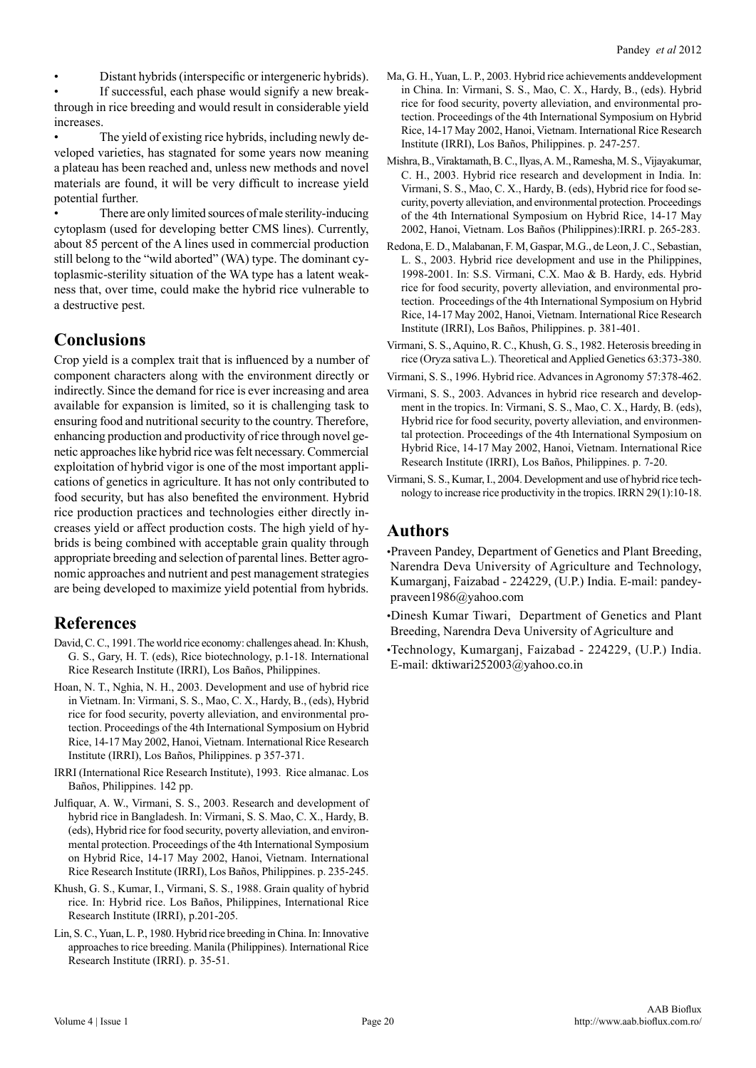- Distant hybrids (interspecific or intergeneric hybrids).
- If successful, each phase would signify a new breakthrough in rice breeding and would result in considerable yield increases.
- The yield of existing rice hybrids, including newly developed varieties, has stagnated for some years now meaning a plateau has been reached and, unless new methods and novel materials are found, it will be very difficult to increase yield potential further.
- There are only limited sources of male sterility-inducing cytoplasm (used for developing better CMS lines). Currently, about 85 percent of the A lines used in commercial production still belong to the "wild aborted" (WA) type. The dominant cytoplasmic-sterility situation of the WA type has a latent weakness that, over time, could make the hybrid rice vulnerable to a destructive pest.

## Conclusions

Crop yield is a complex trait that is influenced by a number of component characters along with the environment directly or indirectly. Since the demand for rice is ever increasing and area available for expansion is limited, so it is challenging task to ensuring food and nutritional security to the country. Therefore, enhancing production and productivity of rice through novel genetic approaches like hybrid rice was felt necessary. Commercial exploitation of hybrid vigor is one of the most important applications of genetics in agriculture. It has not only contributed to food security, but has also benefited the environment. Hybrid rice production practices and technologies either directly increases yield or affect production costs. The high yield of hybrids is being combined with acceptable grain quality through appropriate breeding and selection of parental lines. Better agronomic approaches and nutrient and pest management strategies are being developed to maximize yield potential from hybrids.

## References

David, C. C., 1991. The world rice economy: challenges ahead. In: Khush, G. S., Gary, H. T. (eds), Rice biotechnology, p.1-18. International Rice Research Institute (IRRI), Los Baños, Philippines.

Hoan, N. T., Nghia, N. H., 2003. Development and use of hybrid rice in Vietnam. In: Virmani, S. S., Mao, C. X., Hardy, B., (eds), Hybrid rice for food security, poverty alleviation, and environmental protection. Proceedings of the 4th International Symposium on Hybrid Rice, 14-17 May 2002, Hanoi, Vietnam. International Rice Research Institute (IRRI), Los Baños, Philippines. p 357-371.

IRRI (International Rice Research Institute), 1993. Rice almanac. Los Baños, Philippines. 142 pp.

Julfiquar, A. W., Virmani, S. S., 2003. Research and development of hybrid rice in Bangladesh. In: Virmani, S. S. Mao, C. X., Hardy, B. (eds), Hybrid rice for food security, poverty alleviation, and environmental protection. Proceedings of the 4th International Symposium on Hybrid Rice, 14-17 May 2002, Hanoi, Vietnam. International Rice Research Institute (IRRI), Los Baños, Philippines. p. 235-245.

Khush, G. S., Kumar, I., Virmani, S. S., 1988. Grain quality of hybrid rice. In: Hybrid rice. Los Baños, Philippines, International Rice Research Institute (IRRI), p.201-205.

Lin, S. C., Yuan, L. P., 1980. Hybrid rice breeding in China. In: Innovative approaches to rice breeding. Manila (Philippines). International Rice Research Institute (IRRI). p. 35-51.

Ma, G. H., Yuan, L. P., 2003. Hybrid rice achievements anddevelopment in China. In: Virmani, S. S., Mao, C. X., Hardy, B., (eds). Hybrid rice for food security, poverty alleviation, and environmental protection. Proceedings of the 4th International Symposium on Hybrid Rice, 14-17 May 2002, Hanoi, Vietnam. International Rice Research Institute (IRRI), Los Baños, Philippines. p. 247-257.

Mishra, B., Viraktamath, B. C., Ilyas, A. M., Ramesha, M. S., Vijayakumar, C. H., 2003. Hybrid rice research and development in India. In: Virmani, S. S., Mao, C. X., Hardy, B. (eds), Hybrid rice for food security, poverty alleviation, and environmental protection. Proceedings of the 4th International Symposium on Hybrid Rice, 14-17 May 2002, Hanoi, Vietnam. Los Baños (Philippines):IRRI. p. 265-283.

Redona, E. D., Malabanan, F. M, Gaspar, M.G., de Leon, J. C., Sebastian, L. S., 2003. Hybrid rice development and use in the Philippines, 1998-2001. In: S.S. Virmani, C.X. Mao & B. Hardy, eds. Hybrid rice for food security, poverty alleviation, and environmental protection. Proceedings of the 4th International Symposium on Hybrid Rice, 14-17 May 2002, Hanoi, Vietnam. International Rice Research Institute (IRRI), Los Baños, Philippines. p. 381-401.

Virmani, S. S., Aquino, R. C., Khush, G. S., 1982. Heterosis breeding in rice (Oryza sativa L.). Theoretical and Applied Genetics 63:373-380.

Virmani, S. S., 1996. Hybrid rice. Advances in Agronomy 57:378-462.

Virmani, S. S., 2003. Advances in hybrid rice research and development in the tropics. In: Virmani, S. S., Mao, C. X., Hardy, B. (eds), Hybrid rice for food security, poverty alleviation, and environmental protection. Proceedings of the 4th International Symposium on Hybrid Rice, 14-17 May 2002, Hanoi, Vietnam. International Rice Research Institute (IRRI), Los Baños, Philippines. p. 7-20.

Virmani, S. S., Kumar, I., 2004. Development and use of hybrid rice technology to increase rice productivity in the tropics. IRRN 29(1):10-18.

## Authors

- Praveen Pandey, Department of Genetics and Plant Breeding, Narendra Deva University of Agriculture and Technology, Kumarganj, Faizabad - 224229, (U.P.) India. E-mail: pandeypraveen1986@yahoo.com
- Dinesh Kumar Tiwari, Department of Genetics and Plant Breeding, Narendra Deva University of Agriculture and
- Technology, Kumarganj, Faizabad - 224229, (U.P.) India. E-mail: dktiwari252003@yahoo.co.in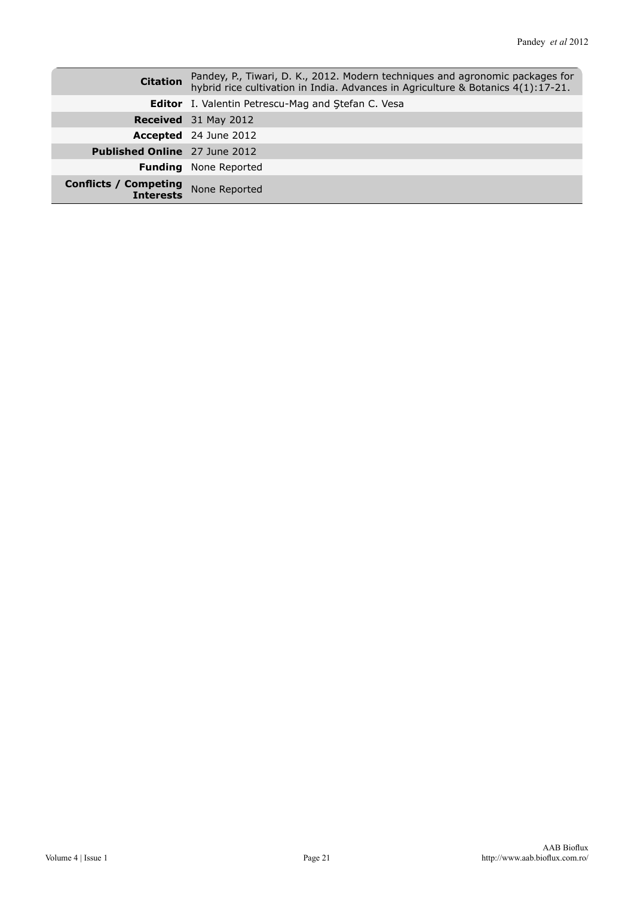| | |
|---|---|
| **Citation** | Pandey, P., Tiwari, D. K., 2012. Modern techniques and agronomic packages for hybrid rice cultivation in India. Advances in Agriculture & Botanics 4(1):17-21. |
| **Editor** | I. Valentin Petrescu-Mag and Ştefan C. Vesa |
| **Received** | 31 May 2012 |
| **Accepted** | 24 June 2012 |
| **Published Online** | 27 June 2012 |
| **Funding** | None Reported |
| **Conflicts / Competing Interests** | None Reported |